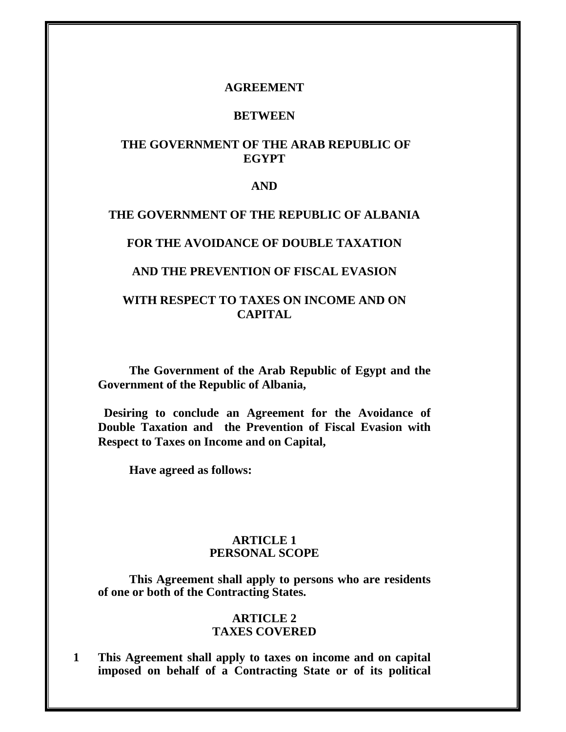# AGREEMENT

# BETWEEN

# THE GOVERNMENT OF THE ARAB REPUBLIC OF EGYPT

# AND

# THE GOVERNMENT OF THE REPUBLIC OF ALBANIA

# FOR THE AVOIDANCE OF DOUBLE TAXATION

# AND THE PREVENTION OF FISCAL EVASION

# WITH RESPECT TO TAXES ON INCOME AND ON CAPITAL

**The Government of the Arab Republic of Egypt and the Government of the Republic of Albania,**

**Desiring to conclude an Agreement for the Avoidance of Double Taxation and the Prevention of Fiscal Evasion with Respect to Taxes on Income and on Capital,**

**Have agreed as follows:**

## ARTICLE 1
## PERSONAL SCOPE

**This Agreement shall apply to persons who are residents of one or both of the Contracting States.**

## ARTICLE 2
## TAXES COVERED

**1 This Agreement shall apply to taxes on income and on capital imposed on behalf of a Contracting State or of its political**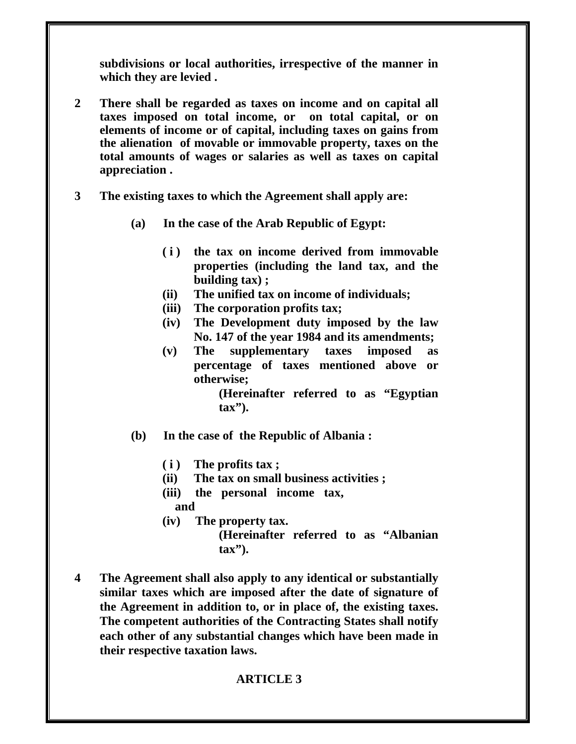**subdivisions or local authorities, irrespective of the manner in which they are levied .**

**2** **There shall be regarded as taxes on income and on capital all taxes imposed on total income, or on total capital, or on elements of income or of capital, including taxes on gains from the alienation of movable or immovable property, taxes on the total amounts of wages or salaries as well as taxes on capital appreciation .**

**3** **The existing taxes to which the Agreement shall apply are:**

**(a)** **In the case of the Arab Republic of Egypt:**

- **( i )** **the tax on income derived from immovable properties (including the land tax, and the building tax) ;**
- **(ii)** **The unified tax on income of individuals;**
- **(iii)** **The corporation profits tax;**
- **(iv)** **The Development duty imposed by the law No. 147 of the year 1984 and its amendments;**
- **(v)** **The supplementary taxes imposed as percentage of taxes mentioned above or otherwise;**

**(Hereinafter referred to as "Egyptian tax").**

**(b)** **In the case of the Republic of Albania :**

- **( i )** **The profits tax ;**
- **(ii)** **The tax on small business activities ;**
- **(iii)** **the personal income tax, and**
- **(iv)** **The property tax.**

**(Hereinafter referred to as "Albanian tax").**

**4** **The Agreement shall also apply to any identical or substantially similar taxes which are imposed after the date of signature of the Agreement in addition to, or in place of, the existing taxes. The competent authorities of the Contracting States shall notify each other of any substantial changes which have been made in their respective taxation laws.**

## ARTICLE 3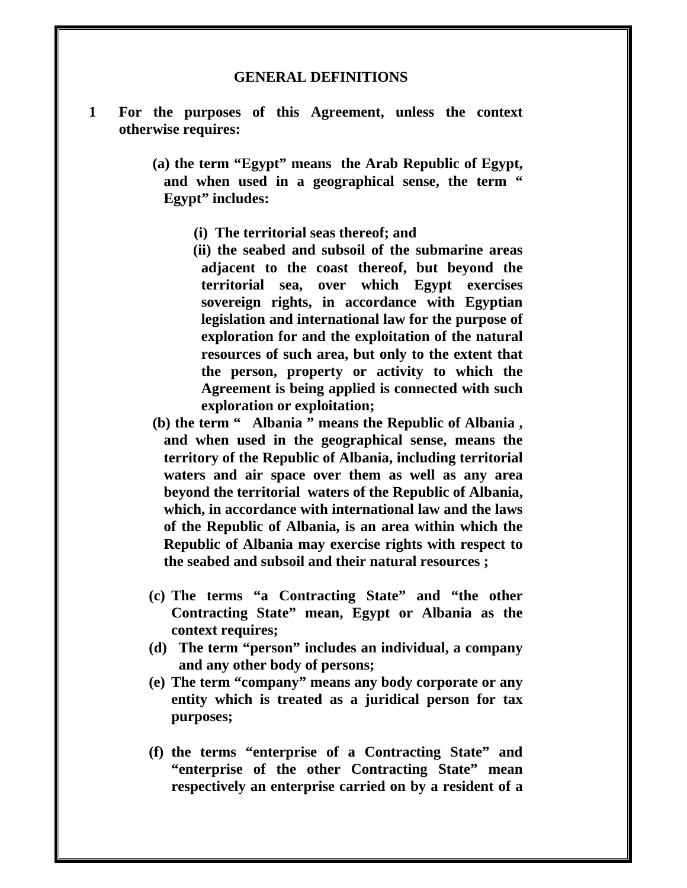**GENERAL DEFINITIONS**

**1 For the purposes of this Agreement, unless the context otherwise requires:**

**(a) the term "Egypt" means the Arab Republic of Egypt, and when used in a geographical sense, the term " Egypt" includes:**

**(i) The territorial seas thereof; and**

**(ii) the seabed and subsoil of the submarine areas adjacent to the coast thereof, but beyond the territorial sea, over which Egypt exercises sovereign rights, in accordance with Egyptian legislation and international law for the purpose of exploration for and the exploitation of the natural resources of such area, but only to the extent that the person, property or activity to which the Agreement is being applied is connected with such exploration or exploitation;**

**(b) the term " Albania " means the Republic of Albania , and when used in the geographical sense, means the territory of the Republic of Albania, including territorial waters and air space over them as well as any area beyond the territorial waters of the Republic of Albania, which, in accordance with international law and the laws of the Republic of Albania, is an area within which the Republic of Albania may exercise rights with respect to the seabed and subsoil and their natural resources ;**

**(c) The terms "a Contracting State" and "the other Contracting State" mean, Egypt or Albania as the context requires;**

**(d) The term "person" includes an individual, a company and any other body of persons;**

**(e) The term "company" means any body corporate or any entity which is treated as a juridical person for tax purposes;**

**(f) the terms "enterprise of a Contracting State" and "enterprise of the other Contracting State" mean respectively an enterprise carried on by a resident of a**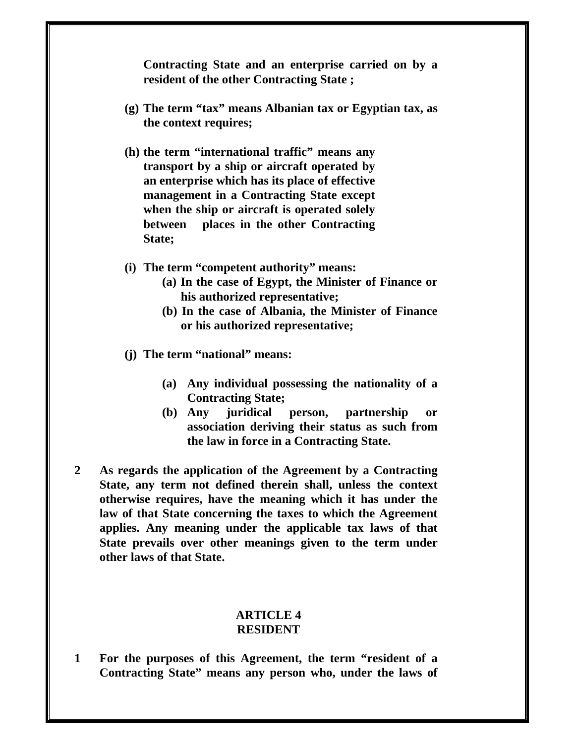**Contracting State and an enterprise carried on by a resident of the other Contracting State ;**

**(g) The term "tax" means Albanian tax or Egyptian tax, as the context requires;**

**(h) the term "international traffic" means any transport by a ship or aircraft operated by an enterprise which has its place of effective management in a Contracting State except when the ship or aircraft is operated solely between places in the other Contracting State;**

**(i) The term "competent authority" means:**

- **(a) In the case of Egypt, the Minister of Finance or his authorized representative;**
- **(b) In the case of Albania, the Minister of Finance or his authorized representative;**

**(j) The term "national" means:**

- **(a) Any individual possessing the nationality of a Contracting State;**
- **(b) Any juridical person, partnership or association deriving their status as such from the law in force in a Contracting State.**

**2 As regards the application of the Agreement by a Contracting State, any term not defined therein shall, unless the context otherwise requires, have the meaning which it has under the law of that State concerning the taxes to which the Agreement applies. Any meaning under the applicable tax laws of that State prevails over other meanings given to the term under other laws of that State.**

## ARTICLE 4
## RESIDENT

**1 For the purposes of this Agreement, the term "resident of a Contracting State" means any person who, under the laws of**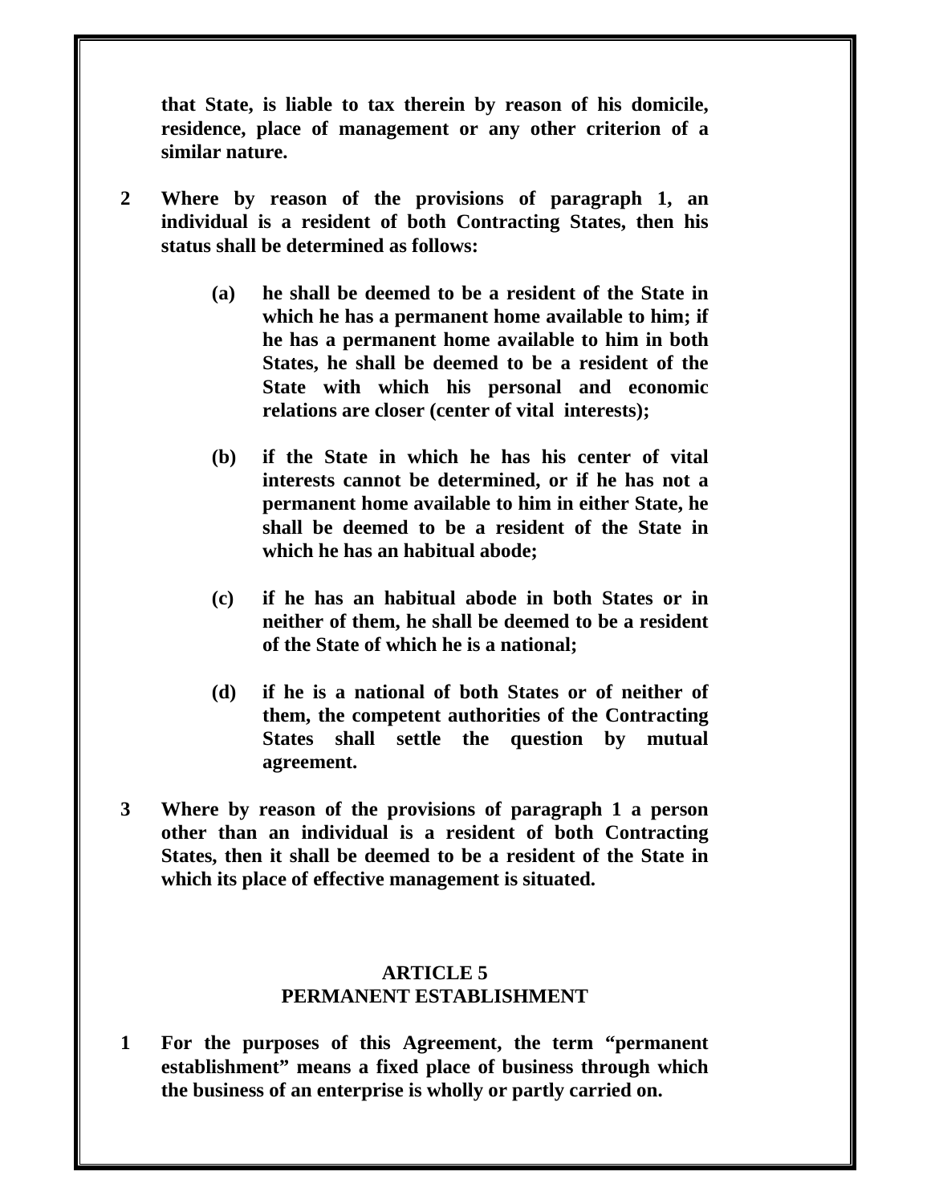**that State, is liable to tax therein by reason of his domicile, residence, place of management or any other criterion of a similar nature.**

**2 Where by reason of the provisions of paragraph 1, an individual is a resident of both Contracting States, then his status shall be determined as follows:**

**(a) he shall be deemed to be a resident of the State in which he has a permanent home available to him; if he has a permanent home available to him in both States, he shall be deemed to be a resident of the State with which his personal and economic relations are closer (center of vital interests);**

**(b) if the State in which he has his center of vital interests cannot be determined, or if he has not a permanent home available to him in either State, he shall be deemed to be a resident of the State in which he has an habitual abode;**

**(c) if he has an habitual abode in both States or in neither of them, he shall be deemed to be a resident of the State of which he is a national;**

**(d) if he is a national of both States or of neither of them, the competent authorities of the Contracting States shall settle the question by mutual agreement.**

**3 Where by reason of the provisions of paragraph 1 a person other than an individual is a resident of both Contracting States, then it shall be deemed to be a resident of the State in which its place of effective management is situated.**

## ARTICLE 5
## PERMANENT ESTABLISHMENT

**1 For the purposes of this Agreement, the term "permanent establishment" means a fixed place of business through which the business of an enterprise is wholly or partly carried on.**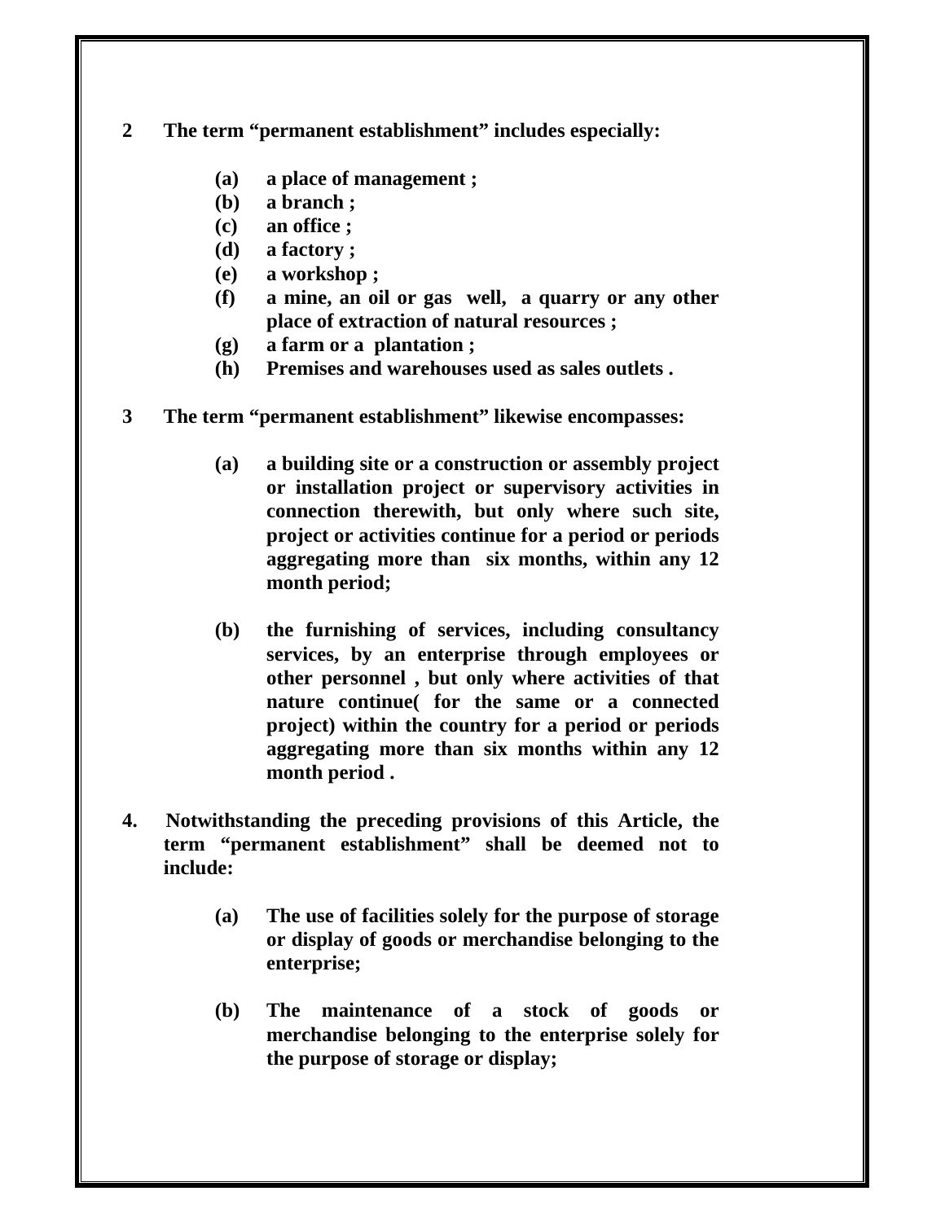**2 The term "permanent establishment" includes especially:**

- **(a) a place of management ;**
- **(b) a branch ;**
- **(c) an office ;**
- **(d) a factory ;**
- **(e) a workshop ;**
- **(f) a mine, an oil or gas well, a quarry or any other place of extraction of natural resources ;**
- **(g) a farm or a plantation ;**
- **(h) Premises and warehouses used as sales outlets .**

**3 The term "permanent establishment" likewise encompasses:**

- **(a) a building site or a construction or assembly project or installation project or supervisory activities in connection therewith, but only where such site, project or activities continue for a period or periods aggregating more than six months, within any 12 month period;**

- **(b) the furnishing of services, including consultancy services, by an enterprise through employees or other personnel , but only where activities of that nature continue( for the same or a connected project) within the country for a period or periods aggregating more than six months within any 12 month period .**

**4. Notwithstanding the preceding provisions of this Article, the term "permanent establishment" shall be deemed not to include:**

- **(a) The use of facilities solely for the purpose of storage or display of goods or merchandise belonging to the enterprise;**

- **(b) The maintenance of a stock of goods or merchandise belonging to the enterprise solely for the purpose of storage or display;**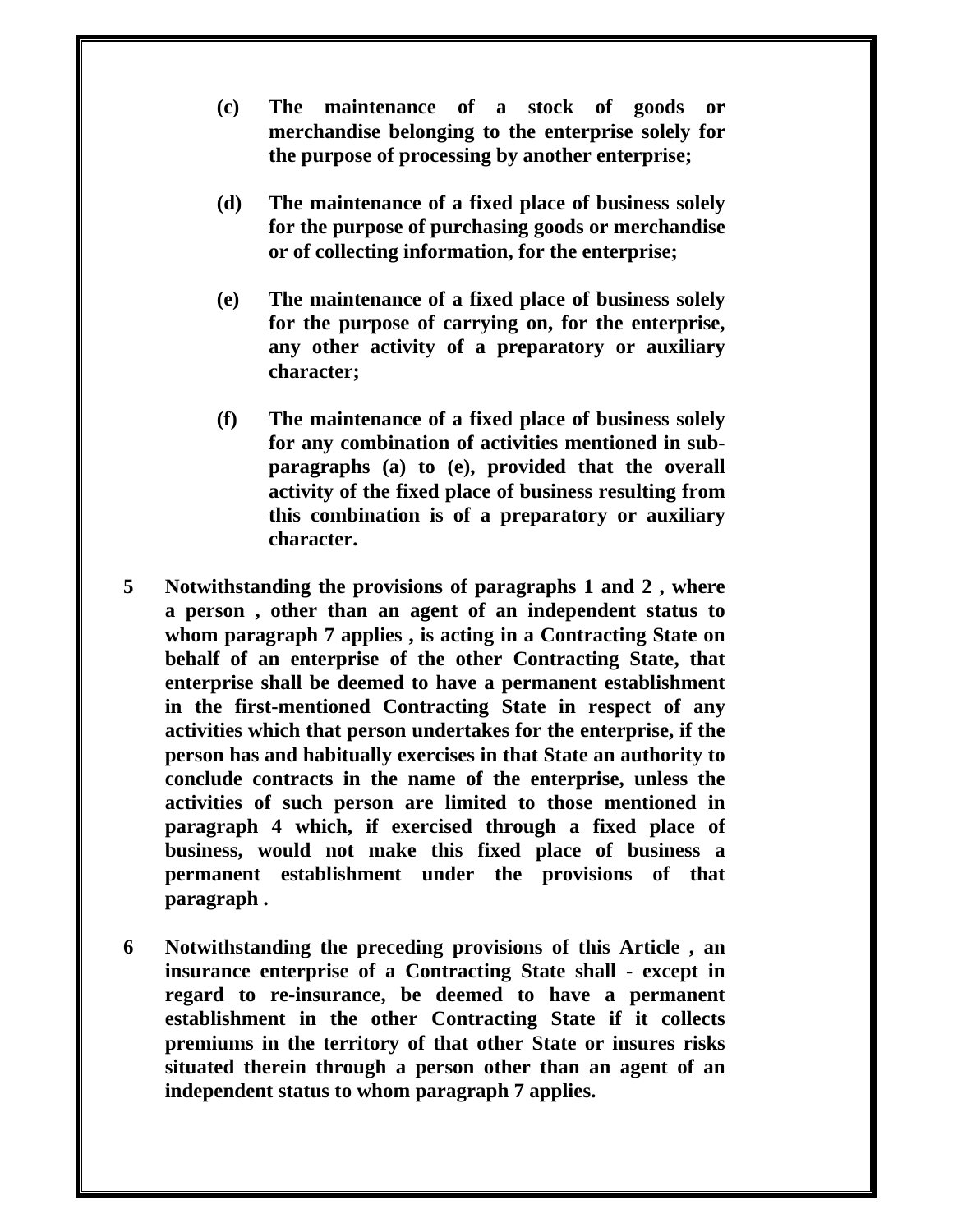**(c) The maintenance of a stock of goods or merchandise belonging to the enterprise solely for the purpose of processing by another enterprise;**

**(d) The maintenance of a fixed place of business solely for the purpose of purchasing goods or merchandise or of collecting information, for the enterprise;**

**(e) The maintenance of a fixed place of business solely for the purpose of carrying on, for the enterprise, any other activity of a preparatory or auxiliary character;**

**(f) The maintenance of a fixed place of business solely for any combination of activities mentioned in sub-paragraphs (a) to (e), provided that the overall activity of the fixed place of business resulting from this combination is of a preparatory or auxiliary character.**

**5 Notwithstanding the provisions of paragraphs 1 and 2 , where a person , other than an agent of an independent status to whom paragraph 7 applies , is acting in a Contracting State on behalf of an enterprise of the other Contracting State, that enterprise shall be deemed to have a permanent establishment in the first-mentioned Contracting State in respect of any activities which that person undertakes for the enterprise, if the person has and habitually exercises in that State an authority to conclude contracts in the name of the enterprise, unless the activities of such person are limited to those mentioned in paragraph 4 which, if exercised through a fixed place of business, would not make this fixed place of business a permanent establishment under the provisions of that paragraph .**

**6 Notwithstanding the preceding provisions of this Article , an insurance enterprise of a Contracting State shall - except in regard to re-insurance, be deemed to have a permanent establishment in the other Contracting State if it collects premiums in the territory of that other State or insures risks situated therein through a person other than an agent of an independent status to whom paragraph 7 applies.**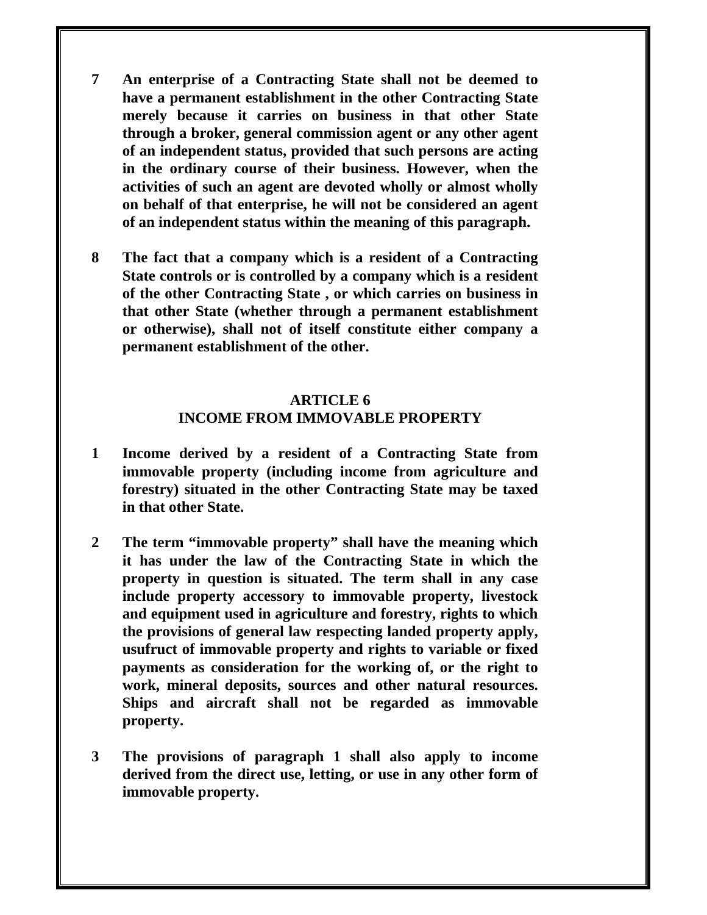**7 An enterprise of a Contracting State shall not be deemed to have a permanent establishment in the other Contracting State merely because it carries on business in that other State through a broker, general commission agent or any other agent of an independent status, provided that such persons are acting in the ordinary course of their business. However, when the activities of such an agent are devoted wholly or almost wholly on behalf of that enterprise, he will not be considered an agent of an independent status within the meaning of this paragraph.**

**8 The fact that a company which is a resident of a Contracting State controls or is controlled by a company which is a resident of the other Contracting State , or which carries on business in that other State (whether through a permanent establishment or otherwise), shall not of itself constitute either company a permanent establishment of the other.**

## ARTICLE 6
## INCOME FROM IMMOVABLE PROPERTY

**1 Income derived by a resident of a Contracting State from immovable property (including income from agriculture and forestry) situated in the other Contracting State may be taxed in that other State.**

**2 The term "immovable property" shall have the meaning which it has under the law of the Contracting State in which the property in question is situated. The term shall in any case include property accessory to immovable property, livestock and equipment used in agriculture and forestry, rights to which the provisions of general law respecting landed property apply, usufruct of immovable property and rights to variable or fixed payments as consideration for the working of, or the right to work, mineral deposits, sources and other natural resources. Ships and aircraft shall not be regarded as immovable property.**

**3 The provisions of paragraph 1 shall also apply to income derived from the direct use, letting, or use in any other form of immovable property.**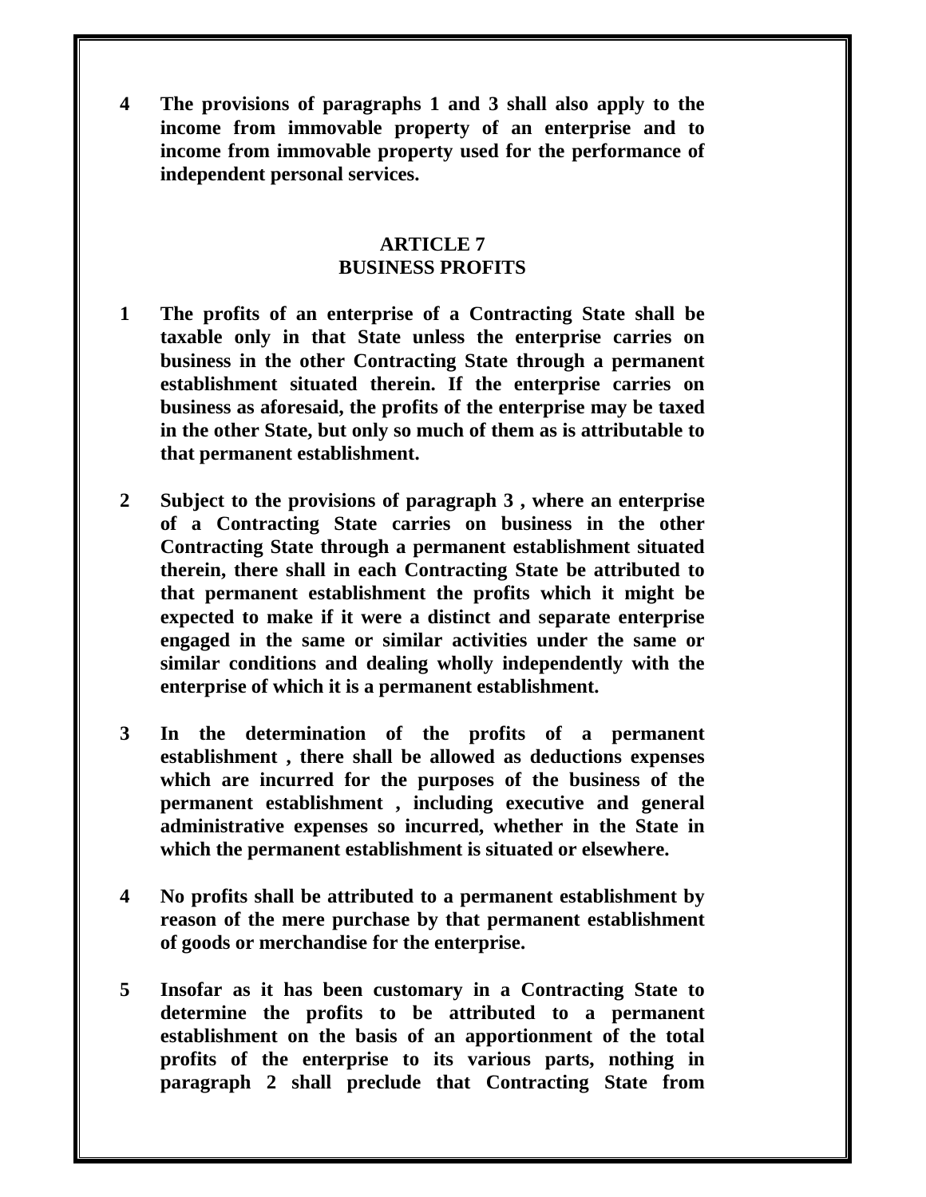**4 The provisions of paragraphs 1 and 3 shall also apply to the income from immovable property of an enterprise and to income from immovable property used for the performance of independent personal services.**

## ARTICLE 7
## BUSINESS PROFITS

**1 The profits of an enterprise of a Contracting State shall be taxable only in that State unless the enterprise carries on business in the other Contracting State through a permanent establishment situated therein. If the enterprise carries on business as aforesaid, the profits of the enterprise may be taxed in the other State, but only so much of them as is attributable to that permanent establishment.**

**2 Subject to the provisions of paragraph 3 , where an enterprise of a Contracting State carries on business in the other Contracting State through a permanent establishment situated therein, there shall in each Contracting State be attributed to that permanent establishment the profits which it might be expected to make if it were a distinct and separate enterprise engaged in the same or similar activities under the same or similar conditions and dealing wholly independently with the enterprise of which it is a permanent establishment.**

**3 In the determination of the profits of a permanent establishment , there shall be allowed as deductions expenses which are incurred for the purposes of the business of the permanent establishment , including executive and general administrative expenses so incurred, whether in the State in which the permanent establishment is situated or elsewhere.**

**4 No profits shall be attributed to a permanent establishment by reason of the mere purchase by that permanent establishment of goods or merchandise for the enterprise.**

**5 Insofar as it has been customary in a Contracting State to determine the profits to be attributed to a permanent establishment on the basis of an apportionment of the total profits of the enterprise to its various parts, nothing in paragraph 2 shall preclude that Contracting State from**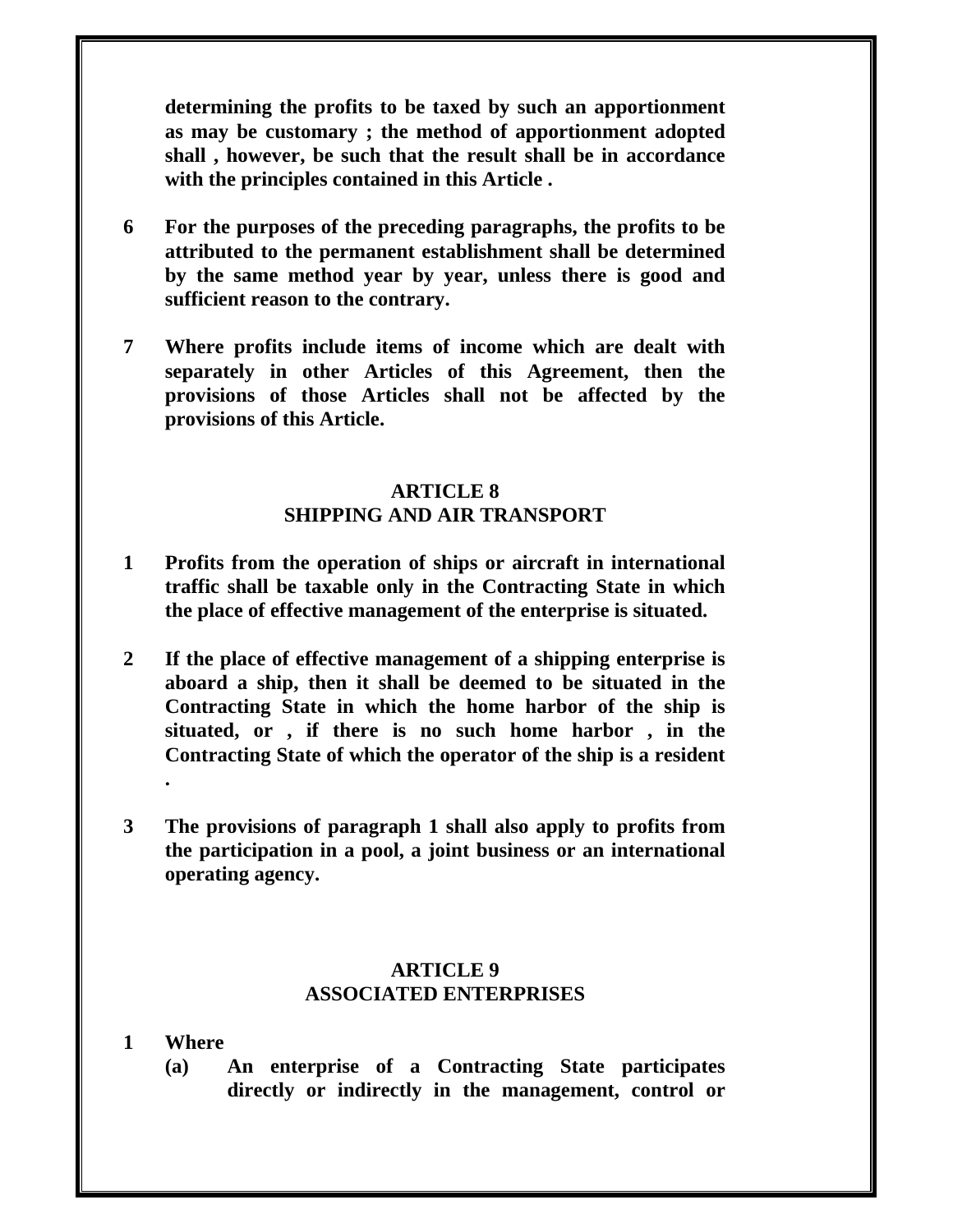**determining the profits to be taxed by such an apportionment as may be customary ; the method of apportionment adopted shall , however, be such that the result shall be in accordance with the principles contained in this Article .**

**6 For the purposes of the preceding paragraphs, the profits to be attributed to the permanent establishment shall be determined by the same method year by year, unless there is good and sufficient reason to the contrary.**

**7 Where profits include items of income which are dealt with separately in other Articles of this Agreement, then the provisions of those Articles shall not be affected by the provisions of this Article.**

## ARTICLE 8
## SHIPPING AND AIR TRANSPORT

**1 Profits from the operation of ships or aircraft in international traffic shall be taxable only in the Contracting State in which the place of effective management of the enterprise is situated.**

**2 If the place of effective management of a shipping enterprise is aboard a ship, then it shall be deemed to be situated in the Contracting State in which the home harbor of the ship is situated, or , if there is no such home harbor , in the Contracting State of which the operator of the ship is a resident .**

**3 The provisions of paragraph 1 shall also apply to profits from the participation in a pool, a joint business or an international operating agency.**

## ARTICLE 9
## ASSOCIATED ENTERPRISES

**1 Where**

**(a) An enterprise of a Contracting State participates directly or indirectly in the management, control or**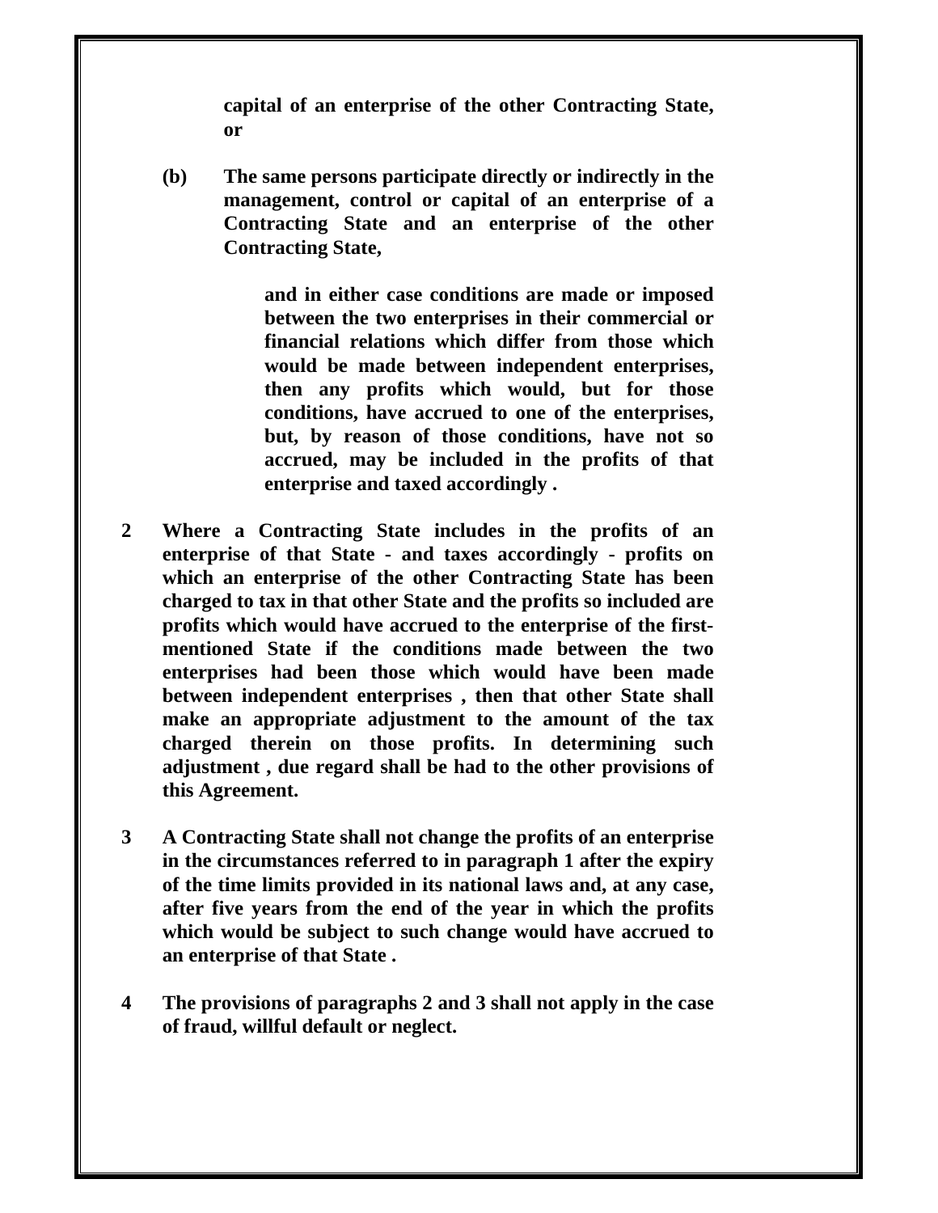**capital of an enterprise of the other Contracting State, or**

**(b) The same persons participate directly or indirectly in the management, control or capital of an enterprise of a Contracting State and an enterprise of the other Contracting State,**

**and in either case conditions are made or imposed between the two enterprises in their commercial or financial relations which differ from those which would be made between independent enterprises, then any profits which would, but for those conditions, have accrued to one of the enterprises, but, by reason of those conditions, have not so accrued, may be included in the profits of that enterprise and taxed accordingly .**

**2 Where a Contracting State includes in the profits of an enterprise of that State - and taxes accordingly - profits on which an enterprise of the other Contracting State has been charged to tax in that other State and the profits so included are profits which would have accrued to the enterprise of the first-mentioned State if the conditions made between the two enterprises had been those which would have been made between independent enterprises , then that other State shall make an appropriate adjustment to the amount of the tax charged therein on those profits. In determining such adjustment , due regard shall be had to the other provisions of this Agreement.**

**3 A Contracting State shall not change the profits of an enterprise in the circumstances referred to in paragraph 1 after the expiry of the time limits provided in its national laws and, at any case, after five years from the end of the year in which the profits which would be subject to such change would have accrued to an enterprise of that State .**

**4 The provisions of paragraphs 2 and 3 shall not apply in the case of fraud, willful default or neglect.**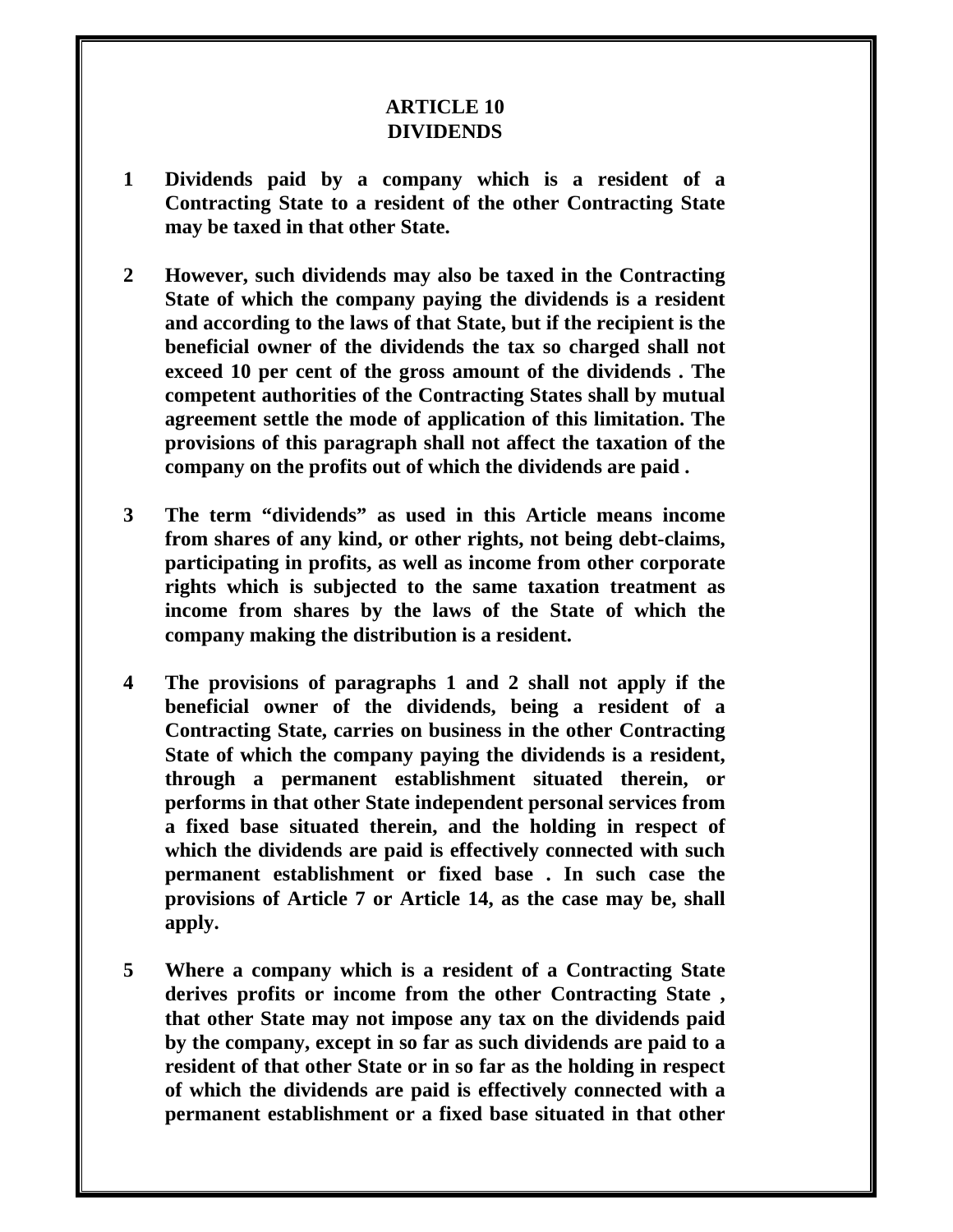## ARTICLE 10
## DIVIDENDS

**1** **Dividends paid by a company which is a resident of a Contracting State to a resident of the other Contracting State may be taxed in that other State.**

**2** **However, such dividends may also be taxed in the Contracting State of which the company paying the dividends is a resident and according to the laws of that State, but if the recipient is the beneficial owner of the dividends the tax so charged shall not exceed 10 per cent of the gross amount of the dividends . The competent authorities of the Contracting States shall by mutual agreement settle the mode of application of this limitation. The provisions of this paragraph shall not affect the taxation of the company on the profits out of which the dividends are paid .**

**3** **The term "dividends" as used in this Article means income from shares of any kind, or other rights, not being debt-claims, participating in profits, as well as income from other corporate rights which is subjected to the same taxation treatment as income from shares by the laws of the State of which the company making the distribution is a resident.**

**4** **The provisions of paragraphs 1 and 2 shall not apply if the beneficial owner of the dividends, being a resident of a Contracting State, carries on business in the other Contracting State of which the company paying the dividends is a resident, through a permanent establishment situated therein, or performs in that other State independent personal services from a fixed base situated therein, and the holding in respect of which the dividends are paid is effectively connected with such permanent establishment or fixed base . In such case the provisions of Article 7 or Article 14, as the case may be, shall apply.**

**5** **Where a company which is a resident of a Contracting State derives profits or income from the other Contracting State , that other State may not impose any tax on the dividends paid by the company, except in so far as such dividends are paid to a resident of that other State or in so far as the holding in respect of which the dividends are paid is effectively connected with a permanent establishment or a fixed base situated in that other**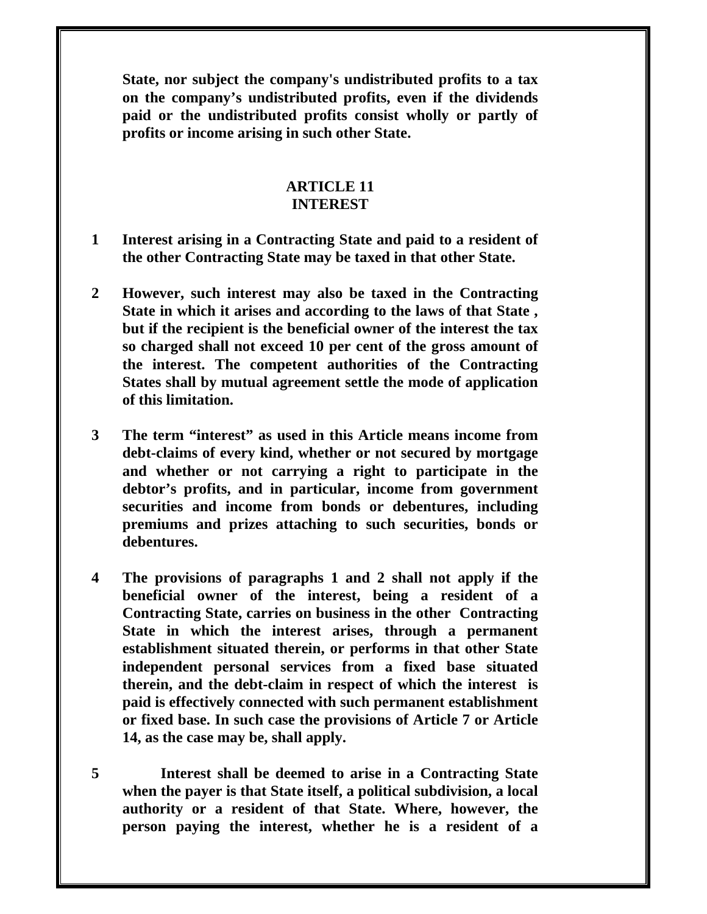**State, nor subject the company's undistributed profits to a tax on the company's undistributed profits, even if the dividends paid or the undistributed profits consist wholly or partly of profits or income arising in such other State.**

## ARTICLE 11
## INTEREST

**1 Interest arising in a Contracting State and paid to a resident of the other Contracting State may be taxed in that other State.**

**2 However, such interest may also be taxed in the Contracting State in which it arises and according to the laws of that State , but if the recipient is the beneficial owner of the interest the tax so charged shall not exceed 10 per cent of the gross amount of the interest. The competent authorities of the Contracting States shall by mutual agreement settle the mode of application of this limitation.**

**3 The term "interest" as used in this Article means income from debt-claims of every kind, whether or not secured by mortgage and whether or not carrying a right to participate in the debtor's profits, and in particular, income from government securities and income from bonds or debentures, including premiums and prizes attaching to such securities, bonds or debentures.**

**4 The provisions of paragraphs 1 and 2 shall not apply if the beneficial owner of the interest, being a resident of a Contracting State, carries on business in the other Contracting State in which the interest arises, through a permanent establishment situated therein, or performs in that other State independent personal services from a fixed base situated therein, and the debt-claim in respect of which the interest is paid is effectively connected with such permanent establishment or fixed base. In such case the provisions of Article 7 or Article 14, as the case may be, shall apply.**

**5 Interest shall be deemed to arise in a Contracting State when the payer is that State itself, a political subdivision, a local authority or a resident of that State. Where, however, the person paying the interest, whether he is a resident of a**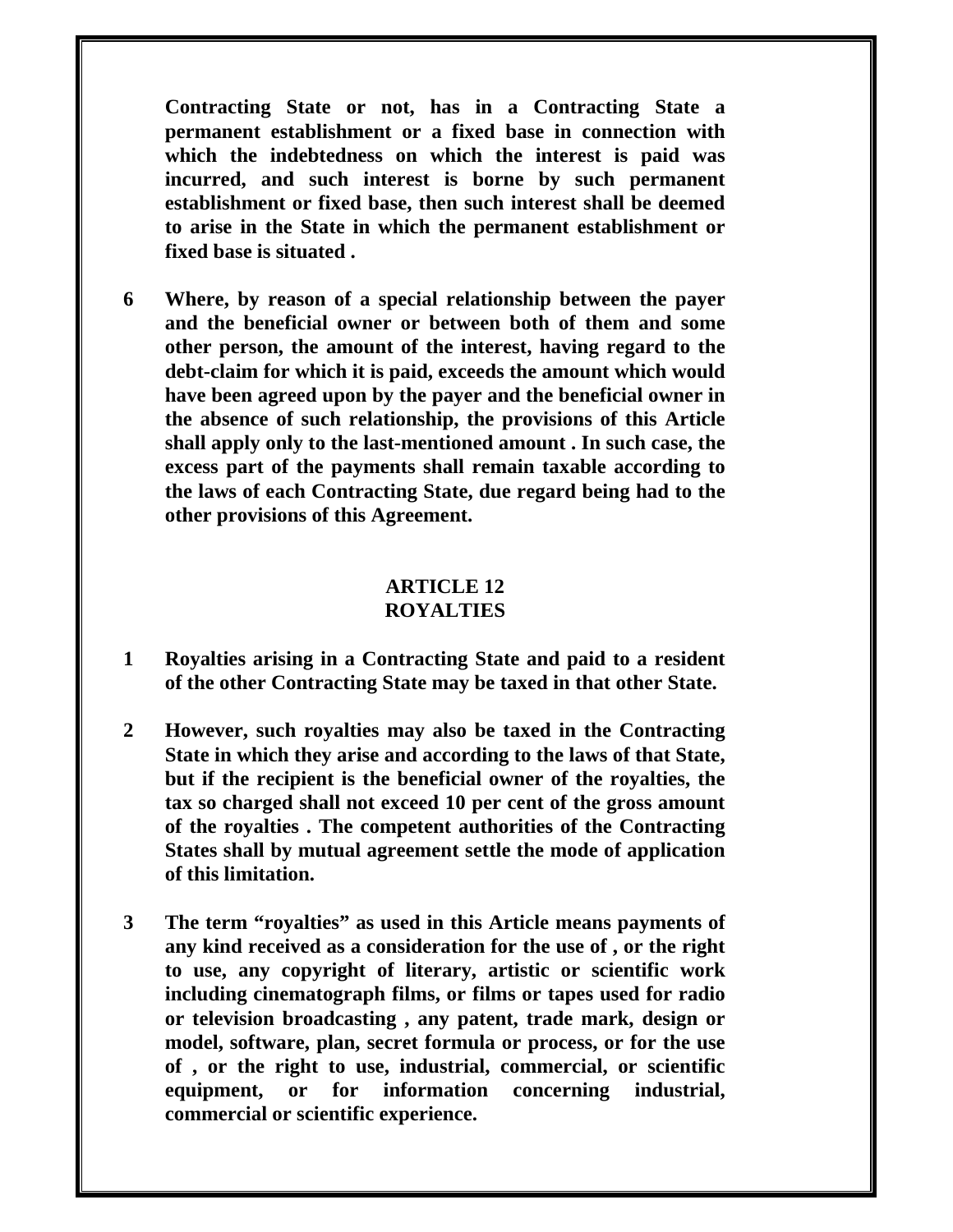**Contracting State or not, has in a Contracting State a permanent establishment or a fixed base in connection with which the indebtedness on which the interest is paid was incurred, and such interest is borne by such permanent establishment or fixed base, then such interest shall be deemed to arise in the State in which the permanent establishment or fixed base is situated .**

**6 Where, by reason of a special relationship between the payer and the beneficial owner or between both of them and some other person, the amount of the interest, having regard to the debt-claim for which it is paid, exceeds the amount which would have been agreed upon by the payer and the beneficial owner in the absence of such relationship, the provisions of this Article shall apply only to the last-mentioned amount . In such case, the excess part of the payments shall remain taxable according to the laws of each Contracting State, due regard being had to the other provisions of this Agreement.**

## ARTICLE 12
## ROYALTIES

**1 Royalties arising in a Contracting State and paid to a resident of the other Contracting State may be taxed in that other State.**

**2 However, such royalties may also be taxed in the Contracting State in which they arise and according to the laws of that State, but if the recipient is the beneficial owner of the royalties, the tax so charged shall not exceed 10 per cent of the gross amount of the royalties . The competent authorities of the Contracting States shall by mutual agreement settle the mode of application of this limitation.**

**3 The term "royalties" as used in this Article means payments of any kind received as a consideration for the use of , or the right to use, any copyright of literary, artistic or scientific work including cinematograph films, or films or tapes used for radio or television broadcasting , any patent, trade mark, design or model, software, plan, secret formula or process, or for the use of , or the right to use, industrial, commercial, or scientific equipment, or for information concerning industrial, commercial or scientific experience.**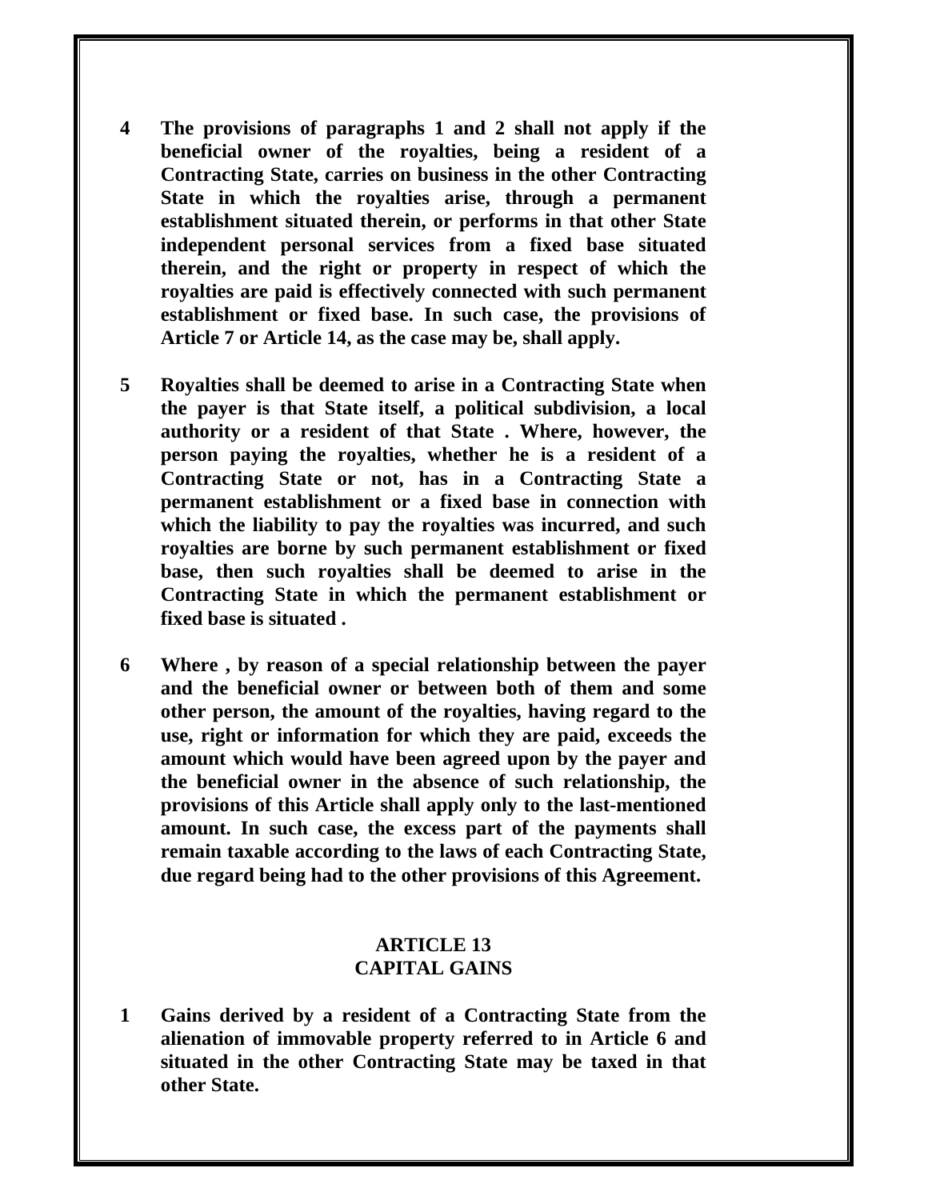**4 The provisions of paragraphs 1 and 2 shall not apply if the beneficial owner of the royalties, being a resident of a Contracting State, carries on business in the other Contracting State in which the royalties arise, through a permanent establishment situated therein, or performs in that other State independent personal services from a fixed base situated therein, and the right or property in respect of which the royalties are paid is effectively connected with such permanent establishment or fixed base. In such case, the provisions of Article 7 or Article 14, as the case may be, shall apply.**

**5 Royalties shall be deemed to arise in a Contracting State when the payer is that State itself, a political subdivision, a local authority or a resident of that State . Where, however, the person paying the royalties, whether he is a resident of a Contracting State or not, has in a Contracting State a permanent establishment or a fixed base in connection with which the liability to pay the royalties was incurred, and such royalties are borne by such permanent establishment or fixed base, then such royalties shall be deemed to arise in the Contracting State in which the permanent establishment or fixed base is situated .**

**6 Where , by reason of a special relationship between the payer and the beneficial owner or between both of them and some other person, the amount of the royalties, having regard to the use, right or information for which they are paid, exceeds the amount which would have been agreed upon by the payer and the beneficial owner in the absence of such relationship, the provisions of this Article shall apply only to the last-mentioned amount. In such case, the excess part of the payments shall remain taxable according to the laws of each Contracting State, due regard being had to the other provisions of this Agreement.**

## ARTICLE 13
## CAPITAL GAINS

**1 Gains derived by a resident of a Contracting State from the alienation of immovable property referred to in Article 6 and situated in the other Contracting State may be taxed in that other State.**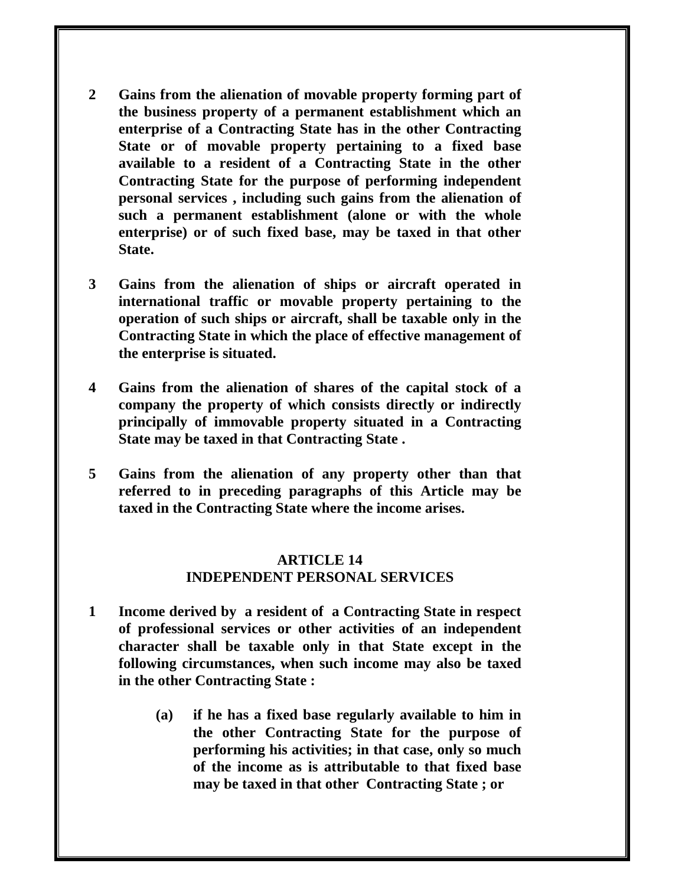**2 Gains from the alienation of movable property forming part of the business property of a permanent establishment which an enterprise of a Contracting State has in the other Contracting State or of movable property pertaining to a fixed base available to a resident of a Contracting State in the other Contracting State for the purpose of performing independent personal services , including such gains from the alienation of such a permanent establishment (alone or with the whole enterprise) or of such fixed base, may be taxed in that other State.**

**3 Gains from the alienation of ships or aircraft operated in international traffic or movable property pertaining to the operation of such ships or aircraft, shall be taxable only in the Contracting State in which the place of effective management of the enterprise is situated.**

**4 Gains from the alienation of shares of the capital stock of a company the property of which consists directly or indirectly principally of immovable property situated in a Contracting State may be taxed in that Contracting State .**

**5 Gains from the alienation of any property other than that referred to in preceding paragraphs of this Article may be taxed in the Contracting State where the income arises.**

## ARTICLE 14
## INDEPENDENT PERSONAL SERVICES

**1 Income derived by a resident of a Contracting State in respect of professional services or other activities of an independent character shall be taxable only in that State except in the following circumstances, when such income may also be taxed in the other Contracting State :**

> **(a) if he has a fixed base regularly available to him in the other Contracting State for the purpose of performing his activities; in that case, only so much of the income as is attributable to that fixed base may be taxed in that other Contracting State ; or**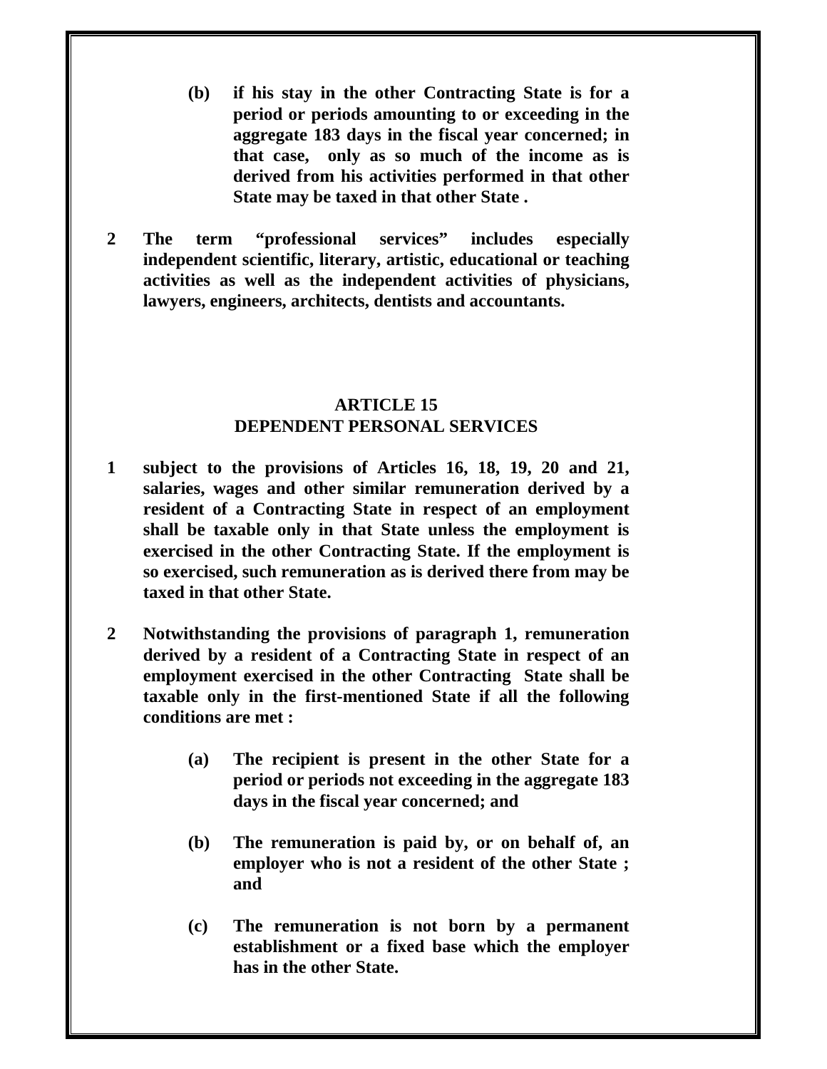(b) **if his stay in the other Contracting State is for a period or periods amounting to or exceeding in the aggregate 183 days in the fiscal year concerned; in that case, only as so much of the income as is derived from his activities performed in that other State may be taxed in that other State .**

**2 The term "professional services" includes especially independent scientific, literary, artistic, educational or teaching activities as well as the independent activities of physicians, lawyers, engineers, architects, dentists and accountants.**

## ARTICLE 15
## DEPENDENT PERSONAL SERVICES

**1 subject to the provisions of Articles 16, 18, 19, 20 and 21, salaries, wages and other similar remuneration derived by a resident of a Contracting State in respect of an employment shall be taxable only in that State unless the employment is exercised in the other Contracting State. If the employment is so exercised, such remuneration as is derived there from may be taxed in that other State.**

**2 Notwithstanding the provisions of paragraph 1, remuneration derived by a resident of a Contracting State in respect of an employment exercised in the other Contracting State shall be taxable only in the first-mentioned State if all the following conditions are met :**

(a) **The recipient is present in the other State for a period or periods not exceeding in the aggregate 183 days in the fiscal year concerned; and**

(b) **The remuneration is paid by, or on behalf of, an employer who is not a resident of the other State ; and**

(c) **The remuneration is not born by a permanent establishment or a fixed base which the employer has in the other State.**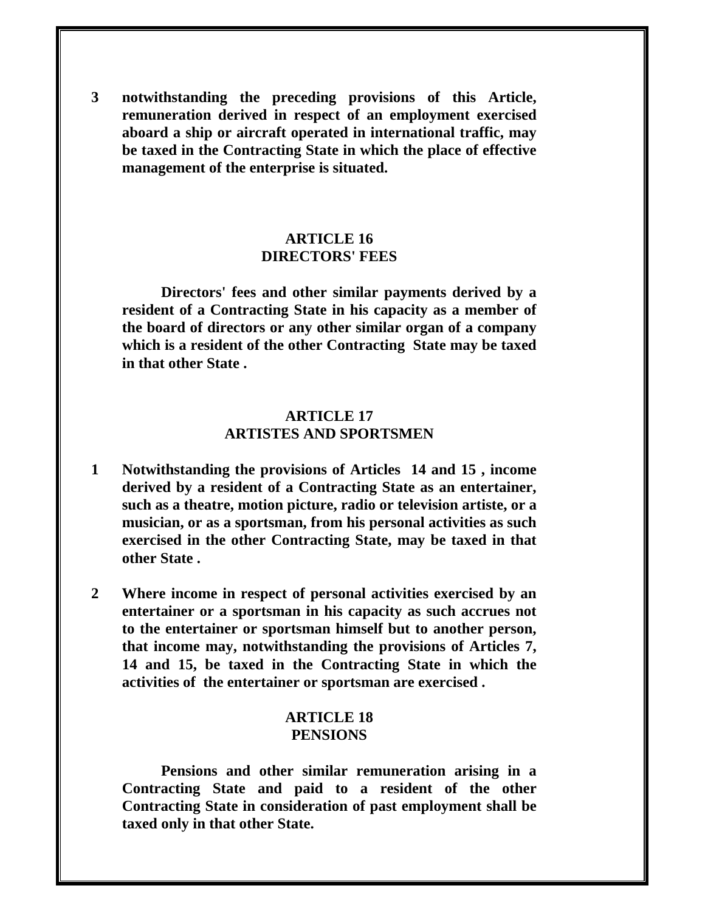3 notwithstanding the preceding provisions of this Article, remuneration derived in respect of an employment exercised aboard a ship or aircraft operated in international traffic, may be taxed in the Contracting State in which the place of effective management of the enterprise is situated.

## ARTICLE 16
## DIRECTORS' FEES

Directors' fees and other similar payments derived by a resident of a Contracting State in his capacity as a member of the board of directors or any other similar organ of a company which is a resident of the other Contracting State may be taxed in that other State .

## ARTICLE 17
## ARTISTES AND SPORTSMEN

1 Notwithstanding the provisions of Articles 14 and 15 , income derived by a resident of a Contracting State as an entertainer, such as a theatre, motion picture, radio or television artiste, or a musician, or as a sportsman, from his personal activities as such exercised in the other Contracting State, may be taxed in that other State .

2 Where income in respect of personal activities exercised by an entertainer or a sportsman in his capacity as such accrues not to the entertainer or sportsman himself but to another person, that income may, notwithstanding the provisions of Articles 7, 14 and 15, be taxed in the Contracting State in which the activities of the entertainer or sportsman are exercised .

## ARTICLE 18
## PENSIONS

Pensions and other similar remuneration arising in a Contracting State and paid to a resident of the other Contracting State in consideration of past employment shall be taxed only in that other State.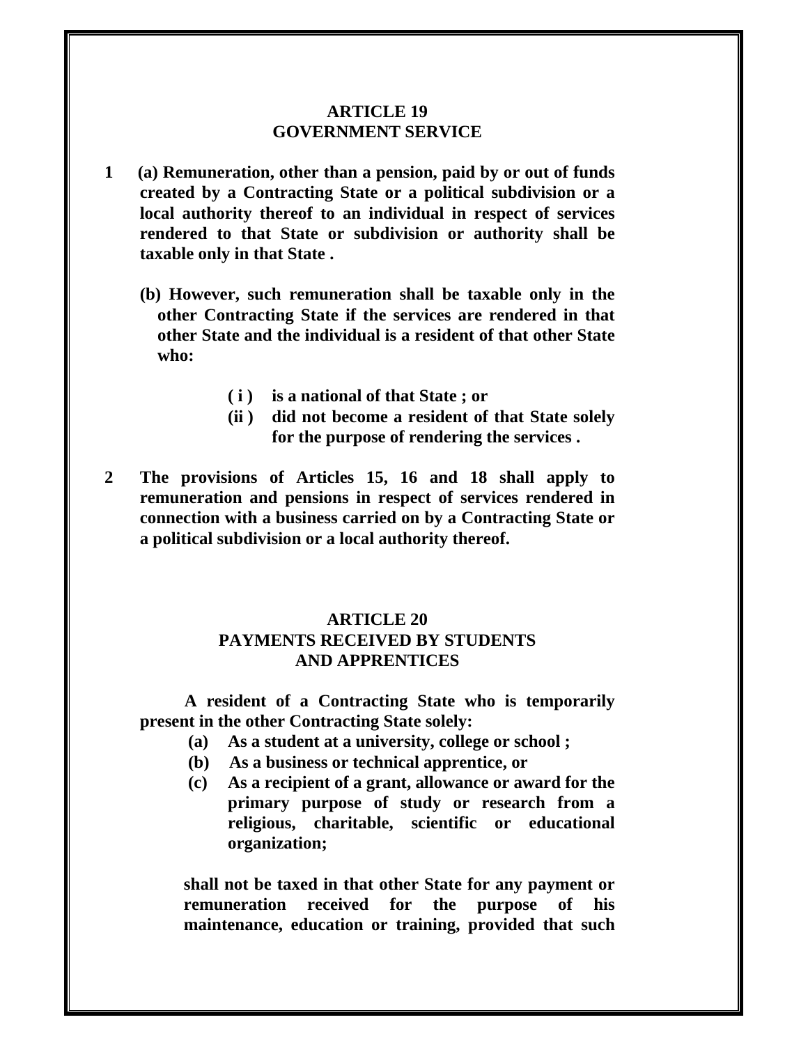## ARTICLE 19
## GOVERNMENT SERVICE

**1 (a) Remuneration, other than a pension, paid by or out of funds created by a Contracting State or a political subdivision or a local authority thereof to an individual in respect of services rendered to that State or subdivision or authority shall be taxable only in that State .**

**(b) However, such remuneration shall be taxable only in the other Contracting State if the services are rendered in that other State and the individual is a resident of that other State who:**

**( i ) is a national of that State ; or**

**(ii ) did not become a resident of that State solely for the purpose of rendering the services .**

**2 The provisions of Articles 15, 16 and 18 shall apply to remuneration and pensions in respect of services rendered in connection with a business carried on by a Contracting State or a political subdivision or a local authority thereof.**

## ARTICLE 20
## PAYMENTS RECEIVED BY STUDENTS AND APPRENTICES

**A resident of a Contracting State who is temporarily present in the other Contracting State solely:**

**(a) As a student at a university, college or school ;**

**(b) As a business or technical apprentice, or**

**(c) As a recipient of a grant, allowance or award for the primary purpose of study or research from a religious, charitable, scientific or educational organization;**

**shall not be taxed in that other State for any payment or remuneration received for the purpose of his maintenance, education or training, provided that such**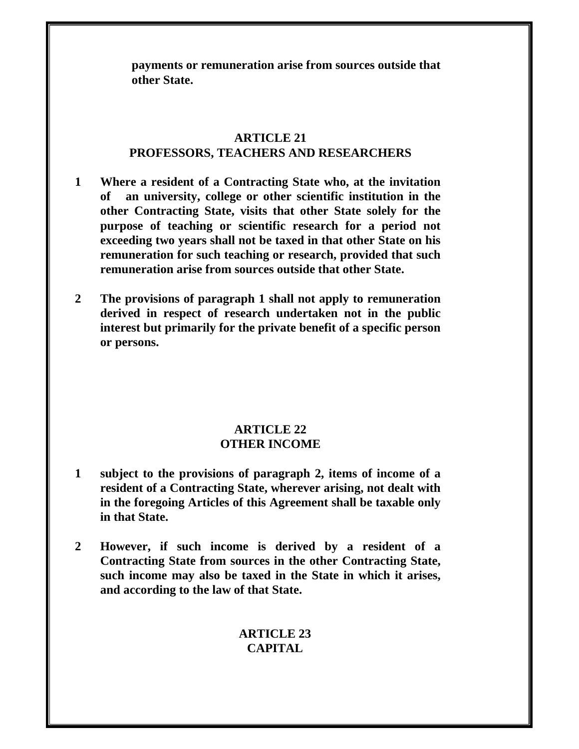**payments or remuneration arise from sources outside that other State.**

## ARTICLE 21
## PROFESSORS, TEACHERS AND RESEARCHERS

**1** **Where a resident of a Contracting State who, at the invitation of an university, college or other scientific institution in the other Contracting State, visits that other State solely for the purpose of teaching or scientific research for a period not exceeding two years shall not be taxed in that other State on his remuneration for such teaching or research, provided that such remuneration arise from sources outside that other State.**

**2** **The provisions of paragraph 1 shall not apply to remuneration derived in respect of research undertaken not in the public interest but primarily for the private benefit of a specific person or persons.**

## ARTICLE 22
## OTHER INCOME

**1** **subject to the provisions of paragraph 2, items of income of a resident of a Contracting State, wherever arising, not dealt with in the foregoing Articles of this Agreement shall be taxable only in that State.**

**2** **However, if such income is derived by a resident of a Contracting State from sources in the other Contracting State, such income may also be taxed in the State in which it arises, and according to the law of that State.**

## ARTICLE 23
## CAPITAL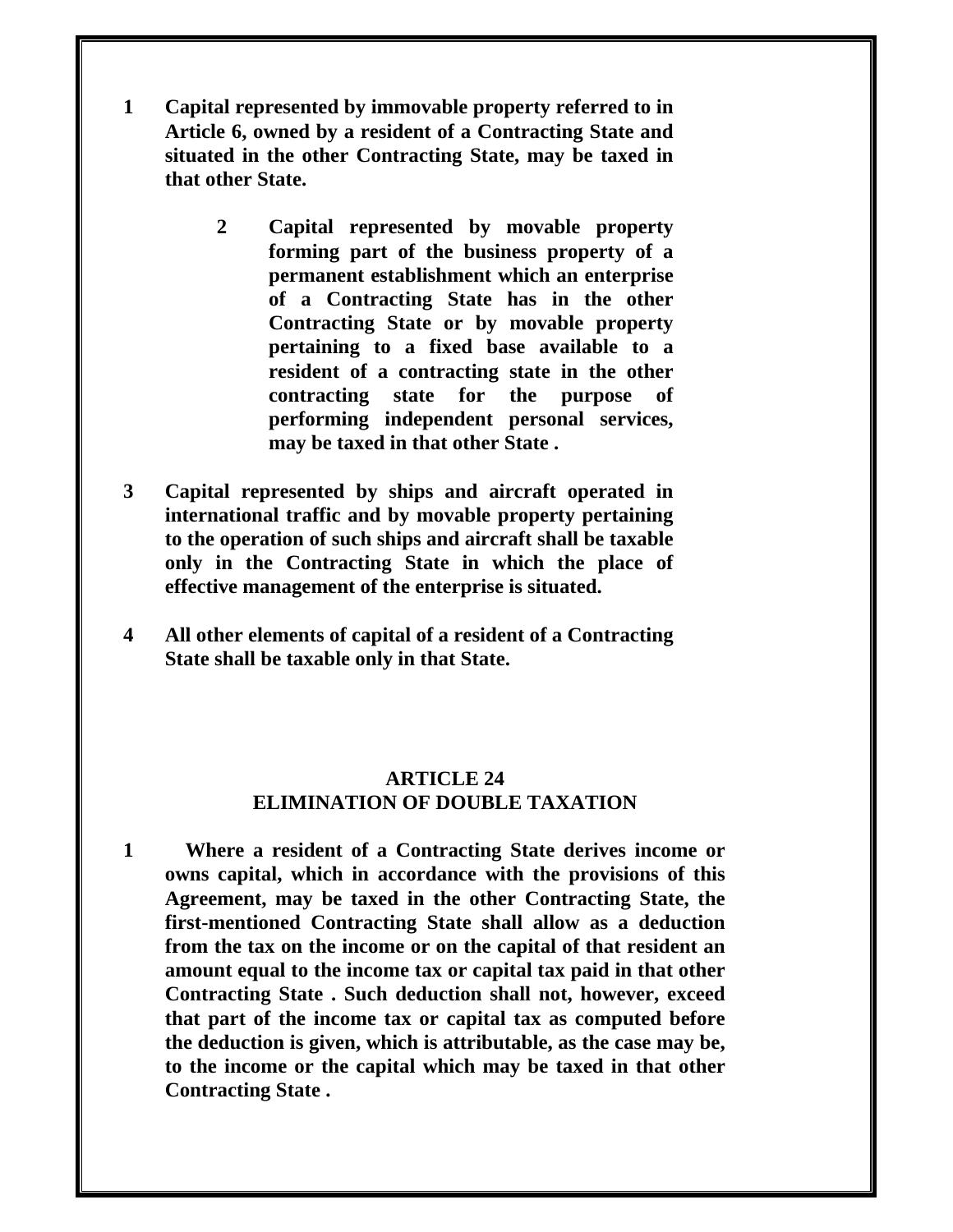**1 Capital represented by immovable property referred to in Article 6, owned by a resident of a Contracting State and situated in the other Contracting State, may be taxed in that other State.**

**2 Capital represented by movable property forming part of the business property of a permanent establishment which an enterprise of a Contracting State has in the other Contracting State or by movable property pertaining to a fixed base available to a resident of a contracting state in the other contracting state for the purpose of performing independent personal services, may be taxed in that other State .**

**3 Capital represented by ships and aircraft operated in international traffic and by movable property pertaining to the operation of such ships and aircraft shall be taxable only in the Contracting State in which the place of effective management of the enterprise is situated.**

**4 All other elements of capital of a resident of a Contracting State shall be taxable only in that State.**

## ARTICLE 24
## ELIMINATION OF DOUBLE TAXATION

**1 Where a resident of a Contracting State derives income or owns capital, which in accordance with the provisions of this Agreement, may be taxed in the other Contracting State, the first-mentioned Contracting State shall allow as a deduction from the tax on the income or on the capital of that resident an amount equal to the income tax or capital tax paid in that other Contracting State . Such deduction shall not, however, exceed that part of the income tax or capital tax as computed before the deduction is given, which is attributable, as the case may be, to the income or the capital which may be taxed in that other Contracting State .**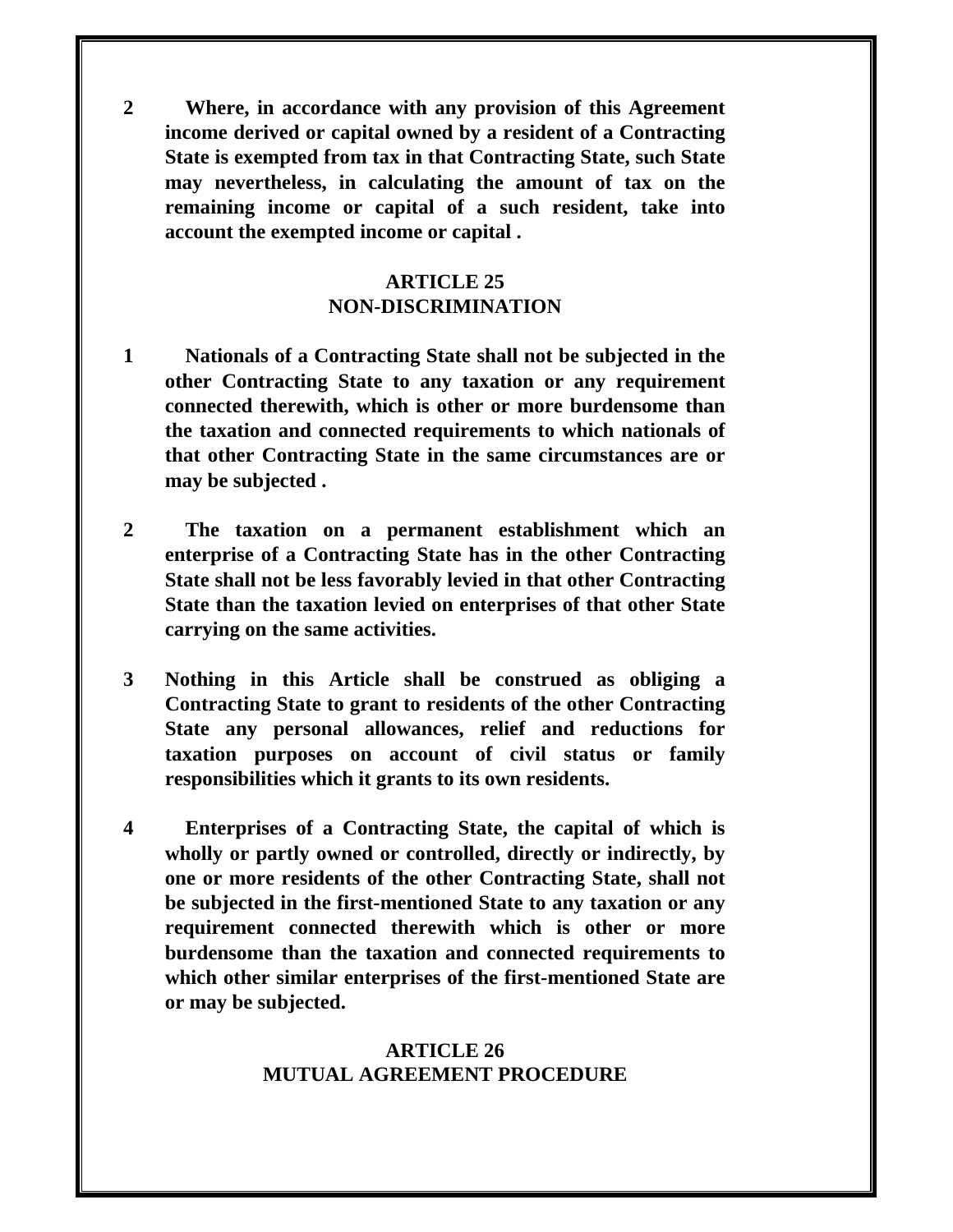**2 Where, in accordance with any provision of this Agreement income derived or capital owned by a resident of a Contracting State is exempted from tax in that Contracting State, such State may nevertheless, in calculating the amount of tax on the remaining income or capital of a such resident, take into account the exempted income or capital .**

## ARTICLE 25
## NON-DISCRIMINATION

**1 Nationals of a Contracting State shall not be subjected in the other Contracting State to any taxation or any requirement connected therewith, which is other or more burdensome than the taxation and connected requirements to which nationals of that other Contracting State in the same circumstances are or may be subjected .**

**2 The taxation on a permanent establishment which an enterprise of a Contracting State has in the other Contracting State shall not be less favorably levied in that other Contracting State than the taxation levied on enterprises of that other State carrying on the same activities.**

**3 Nothing in this Article shall be construed as obliging a Contracting State to grant to residents of the other Contracting State any personal allowances, relief and reductions for taxation purposes on account of civil status or family responsibilities which it grants to its own residents.**

**4 Enterprises of a Contracting State, the capital of which is wholly or partly owned or controlled, directly or indirectly, by one or more residents of the other Contracting State, shall not be subjected in the first-mentioned State to any taxation or any requirement connected therewith which is other or more burdensome than the taxation and connected requirements to which other similar enterprises of the first-mentioned State are or may be subjected.**

## ARTICLE 26
## MUTUAL AGREEMENT PROCEDURE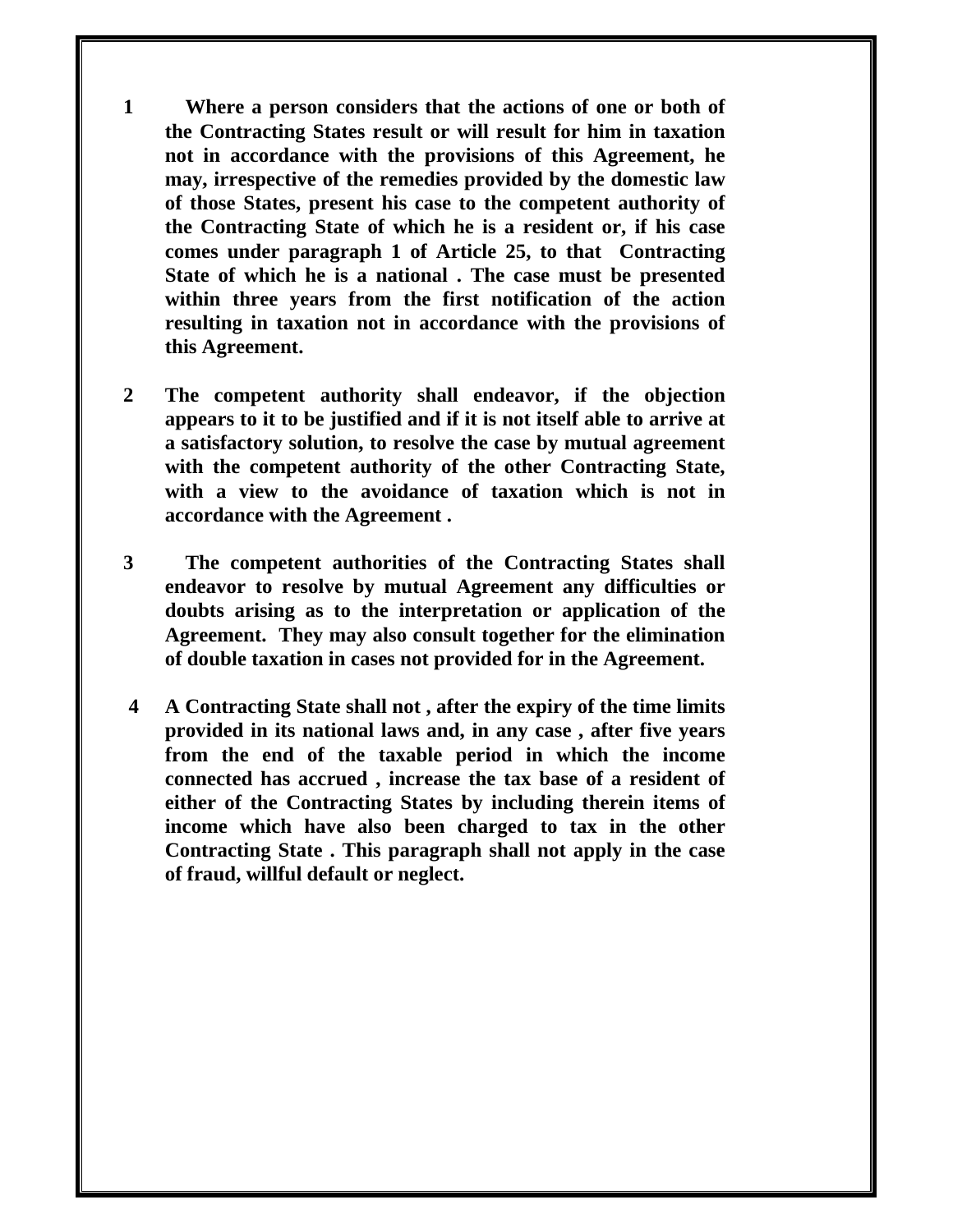**1 Where a person considers that the actions of one or both of the Contracting States result or will result for him in taxation not in accordance with the provisions of this Agreement, he may, irrespective of the remedies provided by the domestic law of those States, present his case to the competent authority of the Contracting State of which he is a resident or, if his case comes under paragraph 1 of Article 25, to that Contracting State of which he is a national . The case must be presented within three years from the first notification of the action resulting in taxation not in accordance with the provisions of this Agreement.**

**2 The competent authority shall endeavor, if the objection appears to it to be justified and if it is not itself able to arrive at a satisfactory solution, to resolve the case by mutual agreement with the competent authority of the other Contracting State, with a view to the avoidance of taxation which is not in accordance with the Agreement .**

**3 The competent authorities of the Contracting States shall endeavor to resolve by mutual Agreement any difficulties or doubts arising as to the interpretation or application of the Agreement. They may also consult together for the elimination of double taxation in cases not provided for in the Agreement.**

**4 A Contracting State shall not , after the expiry of the time limits provided in its national laws and, in any case , after five years from the end of the taxable period in which the income connected has accrued , increase the tax base of a resident of either of the Contracting States by including therein items of income which have also been charged to tax in the other Contracting State . This paragraph shall not apply in the case of fraud, willful default or neglect.**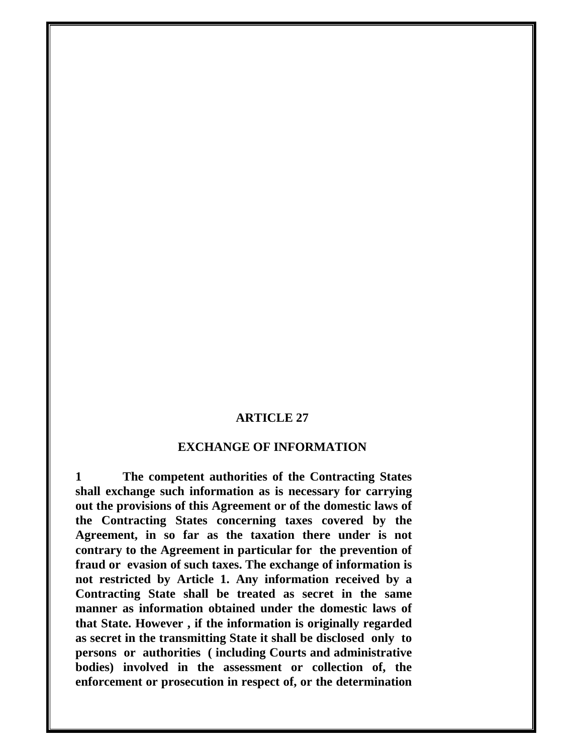## ARTICLE 27

## EXCHANGE OF INFORMATION

**1 The competent authorities of the Contracting States shall exchange such information as is necessary for carrying out the provisions of this Agreement or of the domestic laws of the Contracting States concerning taxes covered by the Agreement, in so far as the taxation there under is not contrary to the Agreement in particular for the prevention of fraud or evasion of such taxes. The exchange of information is not restricted by Article 1. Any information received by a Contracting State shall be treated as secret in the same manner as information obtained under the domestic laws of that State. However , if the information is originally regarded as secret in the transmitting State it shall be disclosed only to persons or authorities ( including Courts and administrative bodies) involved in the assessment or collection of, the enforcement or prosecution in respect of, or the determination**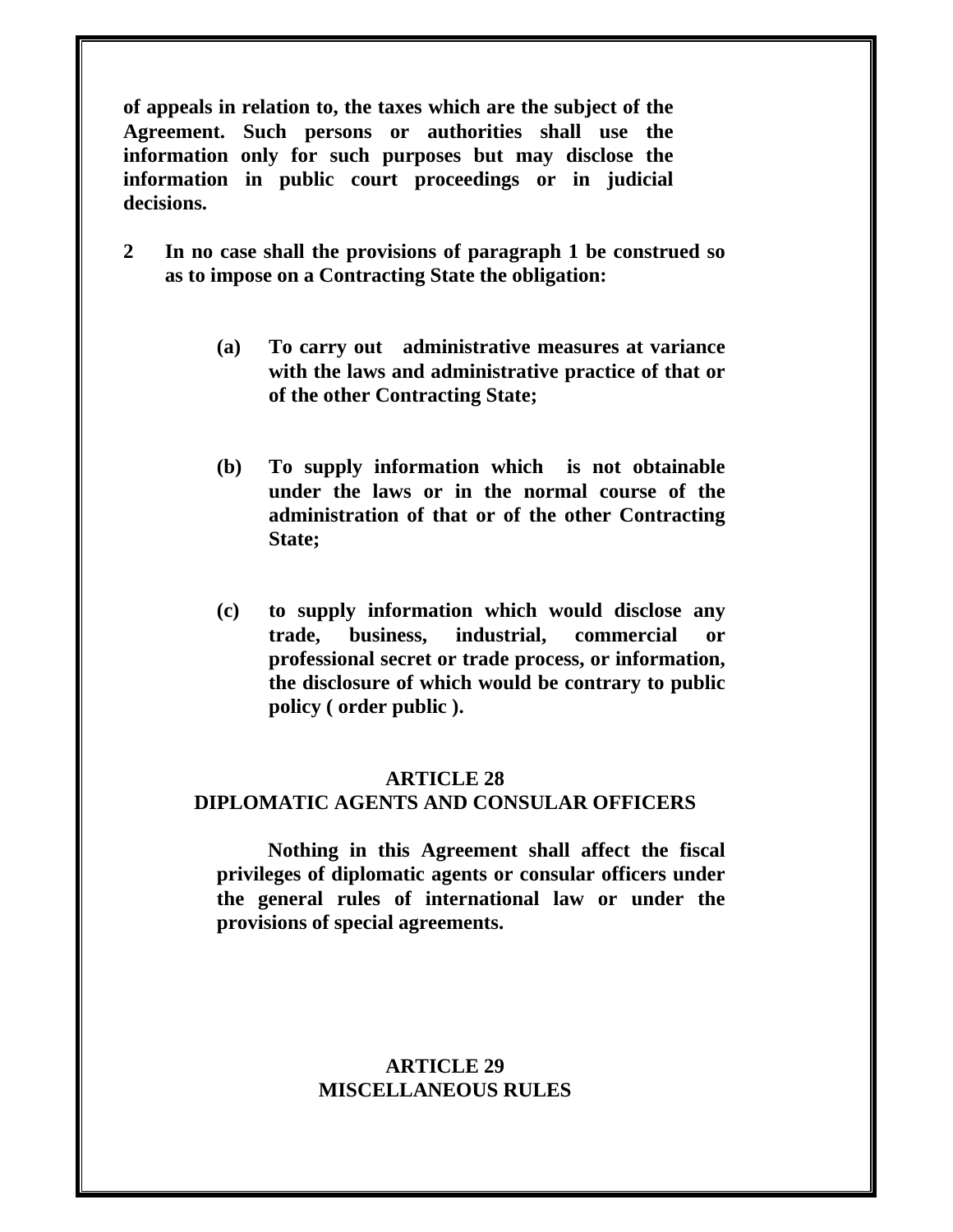**of appeals in relation to, the taxes which are the subject of the Agreement. Such persons or authorities shall use the information only for such purposes but may disclose the information in public court proceedings or in judicial decisions.**

**2 In no case shall the provisions of paragraph 1 be construed so as to impose on a Contracting State the obligation:**

> **(a) To carry out administrative measures at variance with the laws and administrative practice of that or of the other Contracting State;**
>
> **(b) To supply information which is not obtainable under the laws or in the normal course of the administration of that or of the other Contracting State;**
>
> **(c) to supply information which would disclose any trade, business, industrial, commercial or professional secret or trade process, or information, the disclosure of which would be contrary to public policy ( order public ).**

## ARTICLE 28
## DIPLOMATIC AGENTS AND CONSULAR OFFICERS

**Nothing in this Agreement shall affect the fiscal privileges of diplomatic agents or consular officers under the general rules of international law or under the provisions of special agreements.**

## ARTICLE 29
## MISCELLANEOUS RULES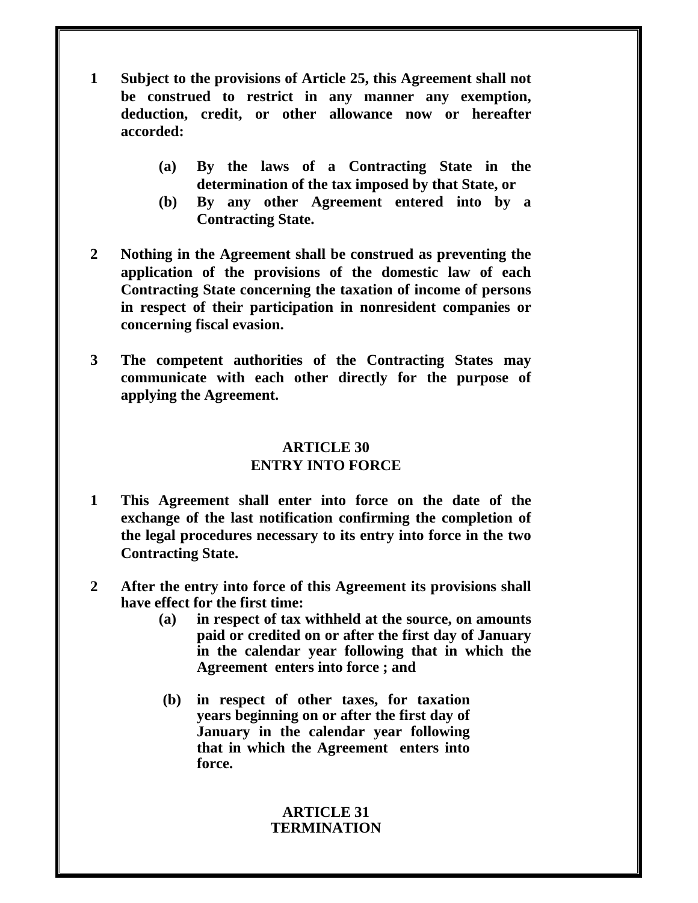**1** **Subject to the provisions of Article 25, this Agreement shall not be construed to restrict in any manner any exemption, deduction, credit, or other allowance now or hereafter accorded:**

   **(a)** **By the laws of a Contracting State in the determination of the tax imposed by that State, or**

   **(b)** **By any other Agreement entered into by a Contracting State.**

**2** **Nothing in the Agreement shall be construed as preventing the application of the provisions of the domestic law of each Contracting State concerning the taxation of income of persons in respect of their participation in nonresident companies or concerning fiscal evasion.**

**3** **The competent authorities of the Contracting States may communicate with each other directly for the purpose of applying the Agreement.**

## ARTICLE 30
## ENTRY INTO FORCE

**1** **This Agreement shall enter into force on the date of the exchange of the last notification confirming the completion of the legal procedures necessary to its entry into force in the two Contracting State.**

**2** **After the entry into force of this Agreement its provisions shall have effect for the first time:**

   **(a)** **in respect of tax withheld at the source, on amounts paid or credited on or after the first day of January in the calendar year following that in which the Agreement enters into force ; and**

   **(b)** **in respect of other taxes, for taxation years beginning on or after the first day of January in the calendar year following that in which the Agreement enters into force.**

## ARTICLE 31
## TERMINATION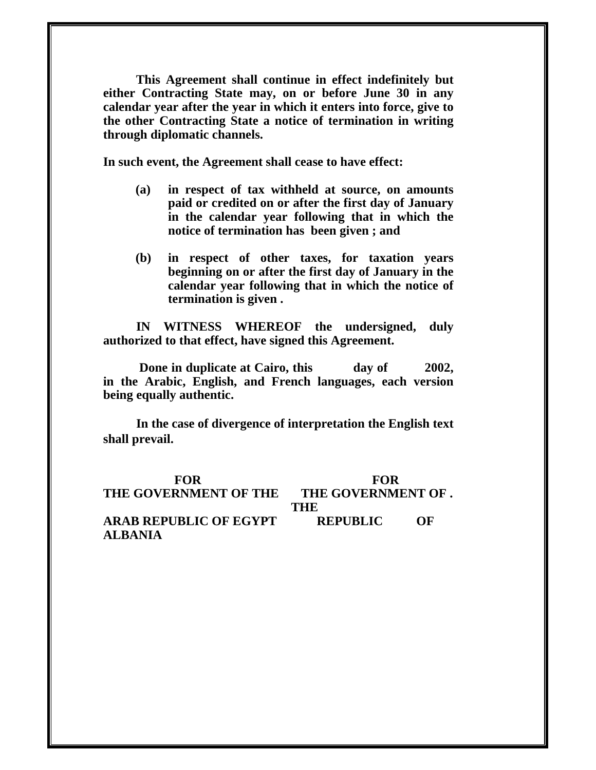**This Agreement shall continue in effect indefinitely but either Contracting State may, on or before June 30 in any calendar year after the year in which it enters into force, give to the other Contracting State a notice of termination in writing through diplomatic channels.**

**In such event, the Agreement shall cease to have effect:**

**(a) in respect of tax withheld at source, on amounts paid or credited on or after the first day of January in the calendar year following that in which the notice of termination has been given ; and**

**(b) in respect of other taxes, for taxation years beginning on or after the first day of January in the calendar year following that in which the notice of termination is given .**

**IN WITNESS WHEREOF the undersigned, duly authorized to that effect, have signed this Agreement.**

**Done in duplicate at Cairo, this day of 2002, in the Arabic, English, and French languages, each version being equally authentic.**

**In the case of divergence of interpretation the English text shall prevail.**

| | |
|---|---|
| **FOR** | **FOR** |
| **THE GOVERNMENT OF THE** | **THE GOVERNMENT OF . THE** |
| **ARAB REPUBLIC OF EGYPT** | **REPUBLIC OF ALBANIA** |